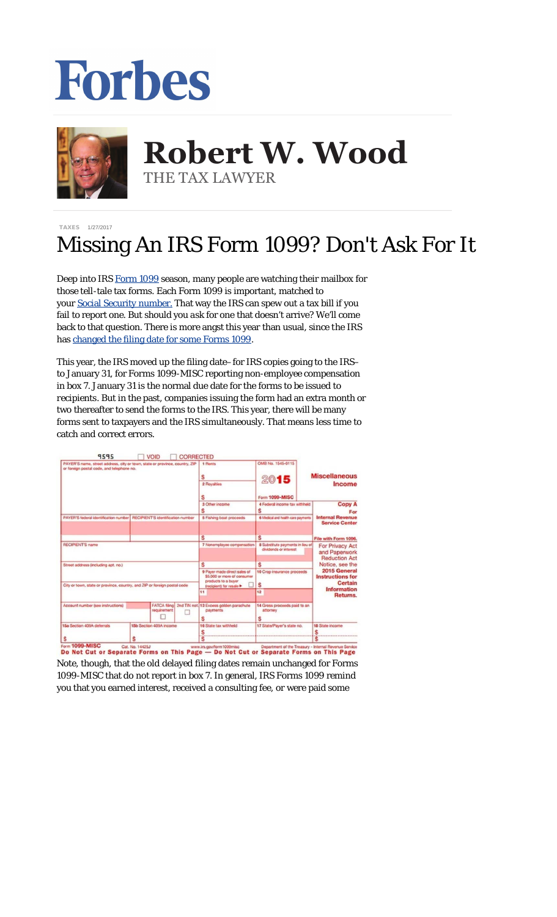# Forbes

## Robert W. Wood

THE TAX LAWYER

TAXES 1/27/2017

# Missing An IRS Form 1099? Don't Ask For It

Deep into IRS Form 1099 season, many people are watching their mailbox for those tell-tale tax forms. Each Form 1099 is important, matched to your Social Security number. That way the IRS can spew out a tax bill if you fail to report one. But should you ask for one that doesn't arrive? We'll come back to that question. There is more angst this year than usual, since the IRS has changed the filing date for some Forms 1099.

This year, the IRS moved up the filing date–for IRS copies going to the IRS–to January 31, for Forms 1099-MISC reporting non-employee compensation in box 7. January 31 is the normal due date for the forms to be issued to recipients. But in the past, companies issuing the form had an extra month or two thereafter to send the forms to the IRS. This year, there will be many forms sent to taxpayers and the IRS simultaneously. That means less time to catch and correct errors.

Note, though, that the old delayed filing dates remain unchanged for Forms 1099-MISC that do not report in box 7. In general, IRS Forms 1099 remind you that you earned interest, received a consulting fee, or were paid some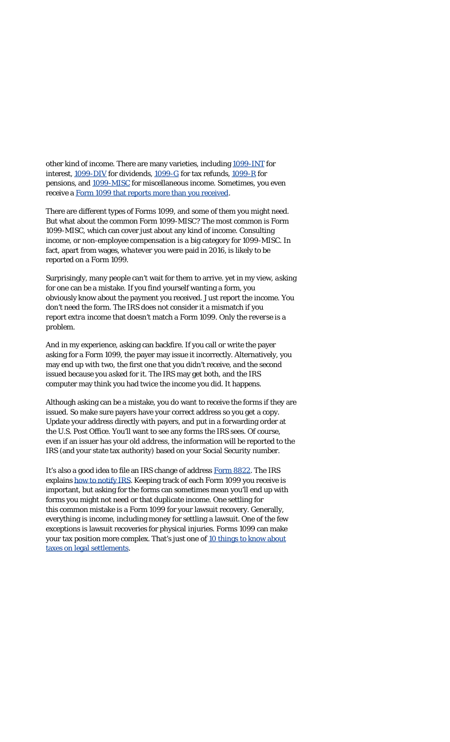other kind of income. There are many varieties, including [1099-INT] for interest, [1099-DIV] for dividends, [1099-G] for tax refunds, [1099-R] for pensions, and [1099-MISC] for miscellaneous income. Sometimes, you even receive a [Form 1099 that reports more than you received].

There are different types of Forms 1099, and some of them you might need. But what about the common Form 1099-MISC? The most common is Form 1099-MISC, which can cover just about any kind of income. Consulting income, or non-employee compensation is a big category for 1099-MISC. In fact, apart from wages, *whatever* you were paid in 2016, is likely to be reported on a Form 1099.

Surprisingly, many people can't wait for them to arrive. yet in my view, *asking* for one can be a mistake. If you find yourself wanting a form, you obviously know about the payment you received. Just report the income. You don't need the form. The IRS does not consider it a mismatch if you report *extra* income that doesn't match a Form 1099. Only the *reverse* is a problem.

And in my experience, asking can backfire. If you call or write the payer asking for a Form 1099, the payer may issue it incorrectly. Alternatively, you may end up with two, the first one that you didn't receive, and the second issued because you *asked* for it. The IRS may get both, and the IRS computer may think you had twice the income you did. It happens.

Although asking can be a mistake, you do want to receive the forms if they are issued. So make sure payers have your correct address so you get a copy. Update your address directly with payers, and put in a forwarding order at the U.S. Post Office. You'll want to see any forms the IRS sees. Of course, even if an issuer has your *old* address, the information will be reported to the IRS (and your state tax authority) based on your Social Security number.

It's also a good idea to file an IRS change of address [Form 8822]. The IRS explains [how to notify IRS]. Keeping track of each Form 1099 you receive is important, but asking for the forms can sometimes mean you'll end up with forms you might not need or that duplicate income. One settling for this common mistake is a Form 1099 for your lawsuit recovery. Generally, everything is income, including money for settling a lawsuit. One of the few exceptions is lawsuit recoveries for physical injuries. Forms 1099 can make your tax position more complex. That's just one of [10 things to know about taxes on legal settlements].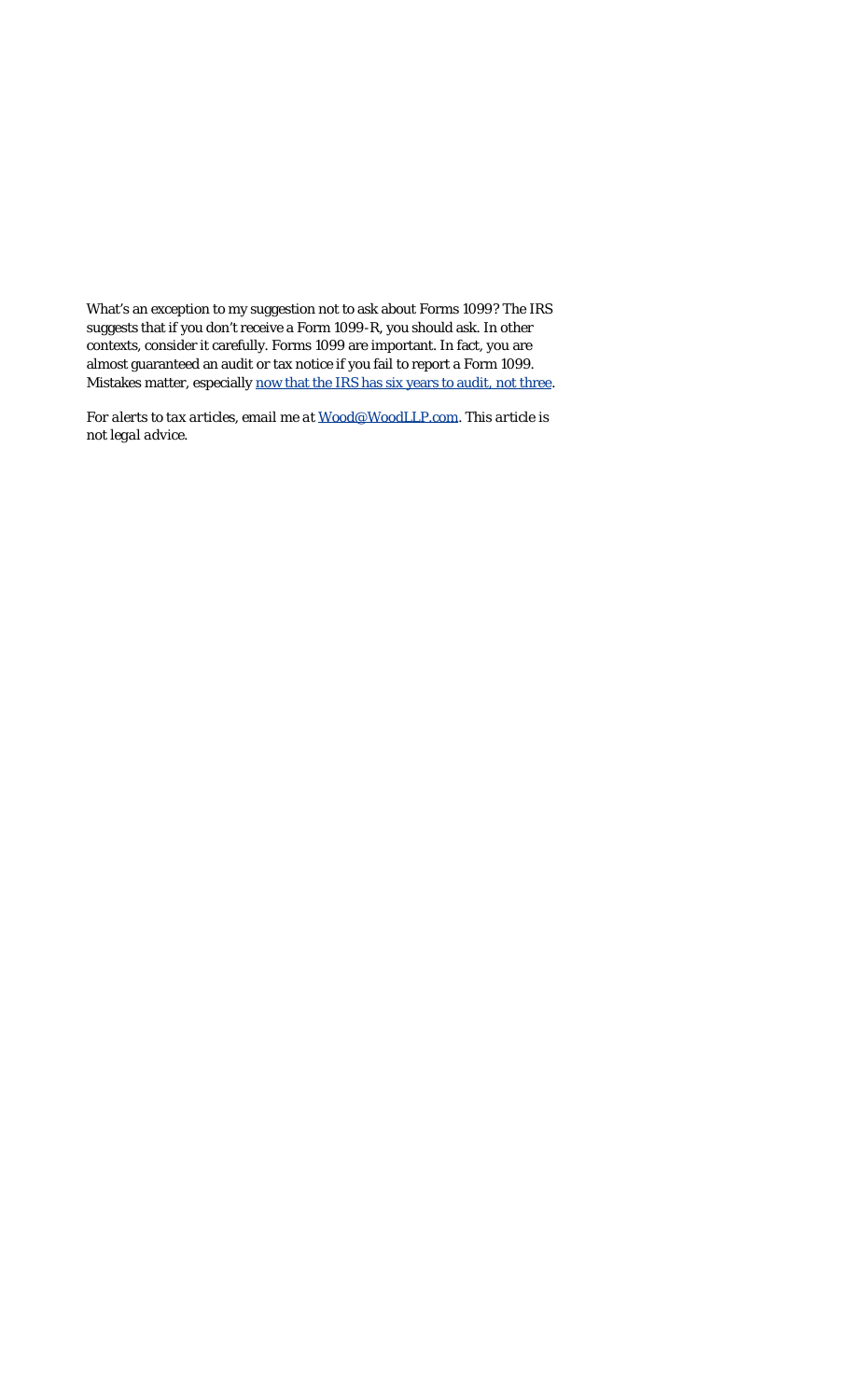What's an exception to my suggestion not to ask about Forms 1099? The IRS suggests that if you don't receive a Form 1099-R, you should ask. In other contexts, consider it carefully. Forms 1099 are important. In fact, you are almost guaranteed an audit or tax notice if you fail to report a Form 1099. Mistakes matter, especially now that the IRS has six years to audit, not three.

*For alerts to tax articles, email me at* Wood@WoodLLP.com*. This article is not legal advice.*